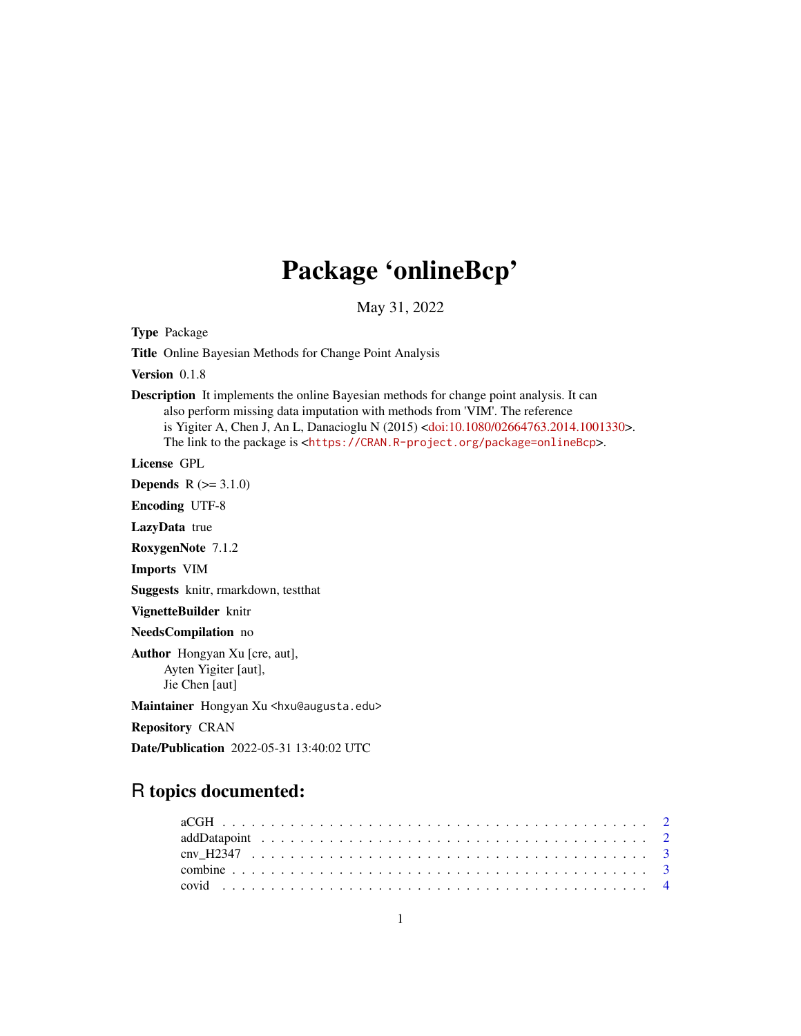# Package 'onlineBcp'

May 31, 2022

**Type** Package

**Title** Online Bayesian Methods for Change Point Analysis

**Version** 0.1.8

**Description** It implements the online Bayesian methods for change point analysis. It can also perform missing data imputation with methods from 'VIM'. The reference is Yigiter A, Chen J, An L, Danacioglu N (2015) <doi:10.1080/02664763.2014.1001330>. The link to the package is <https://CRAN.R-project.org/package=onlineBcp>.

**License** GPL

**Depends** R (>= 3.1.0)

**Encoding** UTF-8

**LazyData** true

**RoxygenNote** 7.1.2

**Imports** VIM

**Suggests** knitr, rmarkdown, testthat

**VignetteBuilder** knitr

**NeedsCompilation** no

**Author** Hongyan Xu [cre, aut],
Ayten Yigiter [aut],
Jie Chen [aut]

**Maintainer** Hongyan Xu <hxu@augusta.edu>

**Repository** CRAN

**Date/Publication** 2022-05-31 13:40:02 UTC

## R topics documented:

- aCGH . . . . . . . . . . . . . . . . . . . . . . . . . . . . . . . . . . . . . . . . 2
- addDatapoint . . . . . . . . . . . . . . . . . . . . . . . . . . . . . . . . . . . 2
- cnv_H2347 . . . . . . . . . . . . . . . . . . . . . . . . . . . . . . . . . . . . 3
- combine . . . . . . . . . . . . . . . . . . . . . . . . . . . . . . . . . . . . . . 3
- covid . . . . . . . . . . . . . . . . . . . . . . . . . . . . . . . . . . . . . . . 4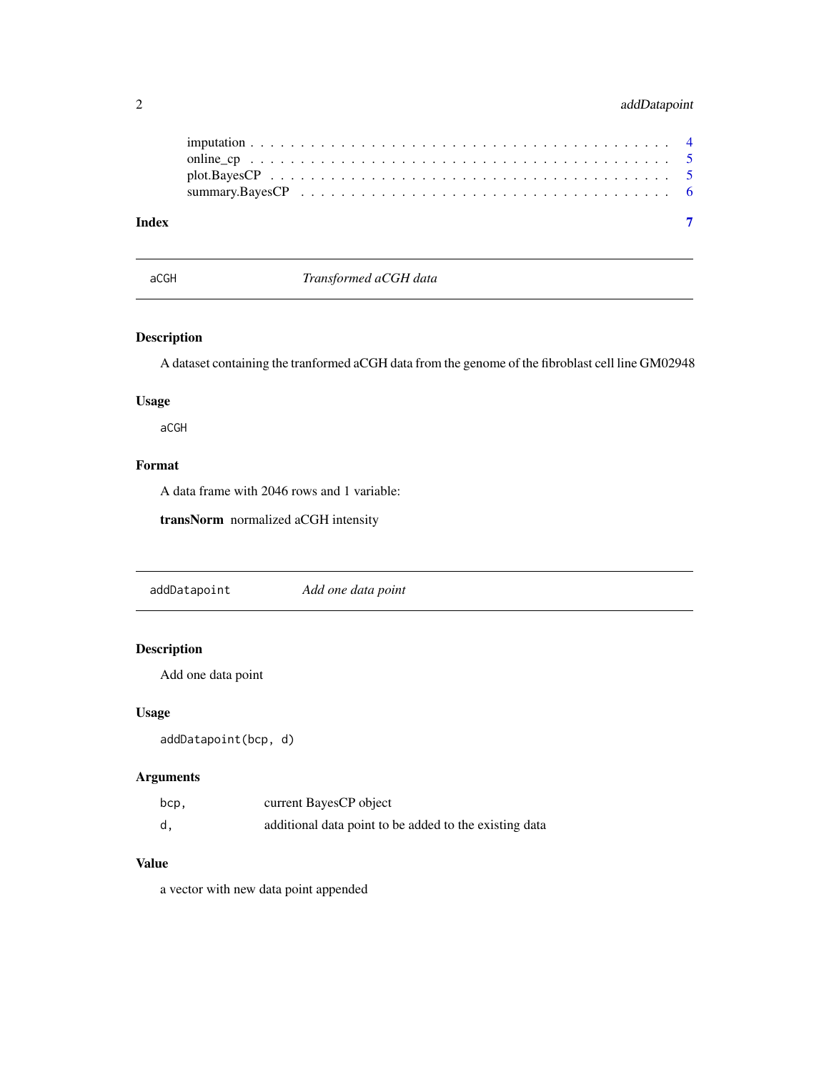imputation . . . . . . . . . . . . . . . . . . . . . . . . . . . . . . . . . . . . . . . . 4
online_cp . . . . . . . . . . . . . . . . . . . . . . . . . . . . . . . . . . . . . . . . 5
plot.BayesCP . . . . . . . . . . . . . . . . . . . . . . . . . . . . . . . . . . . . . . . 5
summary.BayesCP . . . . . . . . . . . . . . . . . . . . . . . . . . . . . . . . . . . . . 6

**Index** **7**

---

## aCGH — *Transformed aCGH data*

### Description

A dataset containing the tranformed aCGH data from the genome of the fibroblast cell line GM02948

### Usage

```
aCGH
```

### Format

A data frame with 2046 rows and 1 variable:

**transNorm** normalized aCGH intensity

---

## addDatapoint — *Add one data point*

### Description

Add one data point

### Usage

```
addDatapoint(bcp, d)
```

### Arguments

| | |
|---|---|
| `bcp,` | current BayesCP object |
| `d,` | additional data point to be added to the existing data |

### Value

a vector with new data point appended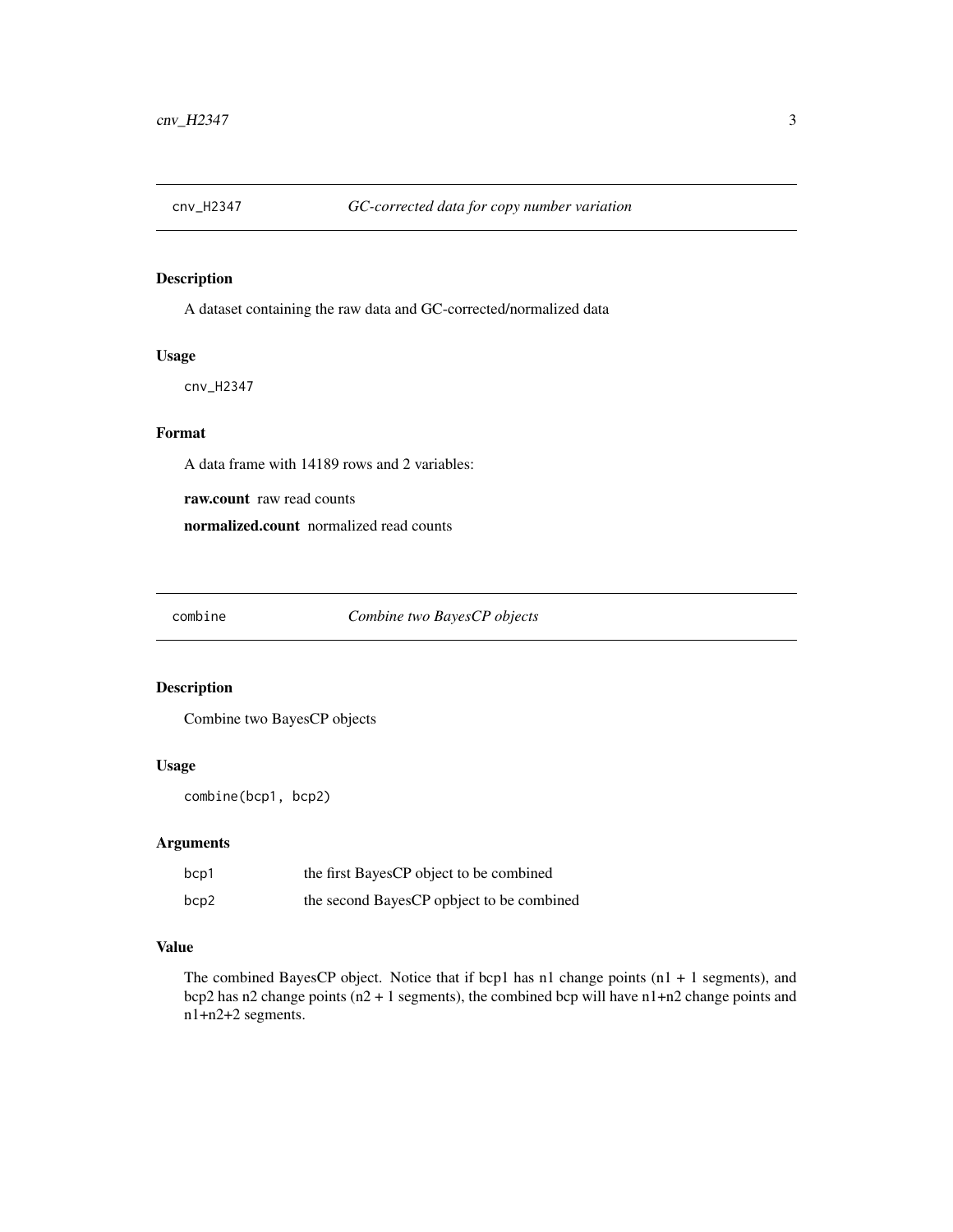## cnv_H2347 *GC-corrected data for copy number variation*

### Description

A dataset containing the raw data and GC-corrected/normalized data

### Usage

```
cnv_H2347
```

### Format

A data frame with 14189 rows and 2 variables:

**raw.count** raw read counts

**normalized.count** normalized read counts

## combine *Combine two BayesCP objects*

### Description

Combine two BayesCP objects

### Usage

```
combine(bcp1, bcp2)
```

### Arguments

| | |
|---|---|
| bcp1 | the first BayesCP object to be combined |
| bcp2 | the second BayesCP opbject to be combined |

### Value

The combined BayesCP object. Notice that if bcp1 has n1 change points (n1 + 1 segments), and bcp2 has n2 change points (n2 + 1 segments), the combined bcp will have n1+n2 change points and n1+n2+2 segments.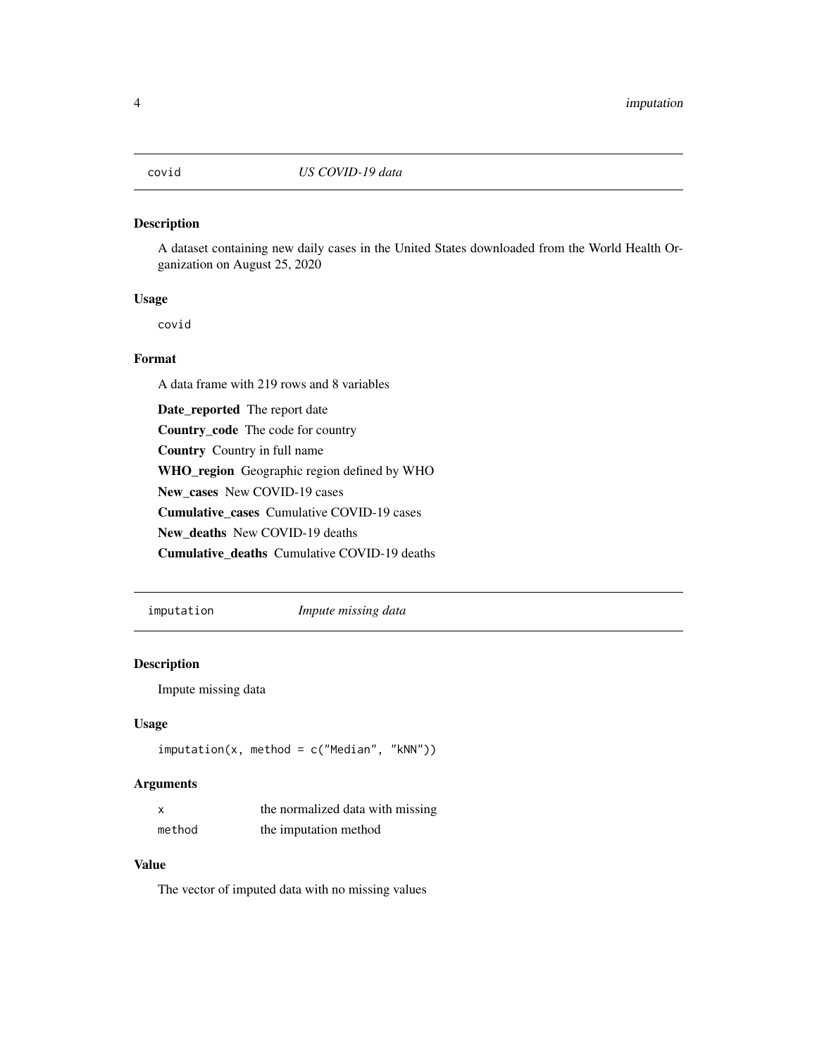## covid — *US COVID-19 data*

### Description

A dataset containing new daily cases in the United States downloaded from the World Health Organization on August 25, 2020

### Usage

```
covid
```

### Format

A data frame with 219 rows and 8 variables

**Date_reported** The report date

**Country_code** The code for country

**Country** Country in full name

**WHO_region** Geographic region defined by WHO

**New_cases** New COVID-19 cases

**Cumulative_cases** Cumulative COVID-19 cases

**New_deaths** New COVID-19 deaths

**Cumulative_deaths** Cumulative COVID-19 deaths

## imputation — *Impute missing data*

### Description

Impute missing data

### Usage

```
imputation(x, method = c("Median", "kNN"))
```

### Arguments

| | |
|---|---|
| x | the normalized data with missing |
| method | the imputation method |

### Value

The vector of imputed data with no missing values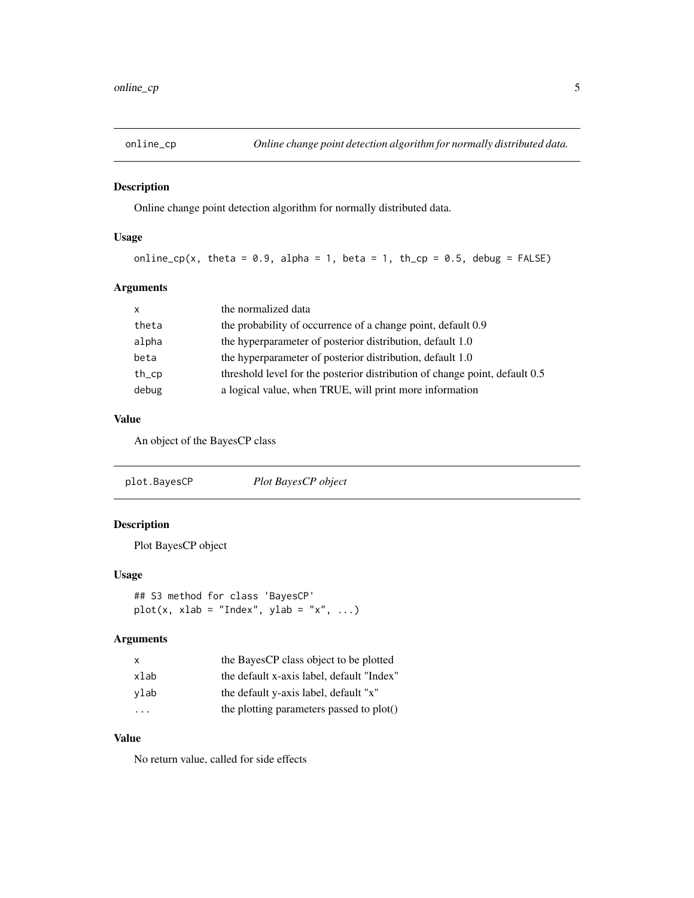## online_cp — *Online change point detection algorithm for normally distributed data.*

### Description

Online change point detection algorithm for normally distributed data.

### Usage

```
online_cp(x, theta = 0.9, alpha = 1, beta = 1, th_cp = 0.5, debug = FALSE)
```

### Arguments

| | |
|---|---|
| x | the normalized data |
| theta | the probability of occurrence of a change point, default 0.9 |
| alpha | the hyperparameter of posterior distribution, default 1.0 |
| beta | the hyperparameter of posterior distribution, default 1.0 |
| th_cp | threshold level for the posterior distribution of change point, default 0.5 |
| debug | a logical value, when TRUE, will print more information |

### Value

An object of the BayesCP class

## plot.BayesCP — *Plot BayesCP object*

### Description

Plot BayesCP object

### Usage

```
## S3 method for class 'BayesCP'
plot(x, xlab = "Index", ylab = "x", ...)
```

### Arguments

| | |
|---|---|
| x | the BayesCP class object to be plotted |
| xlab | the default x-axis label, default "Index" |
| ylab | the default y-axis label, default "x" |
| ... | the plotting parameters passed to plot() |

### Value

No return value, called for side effects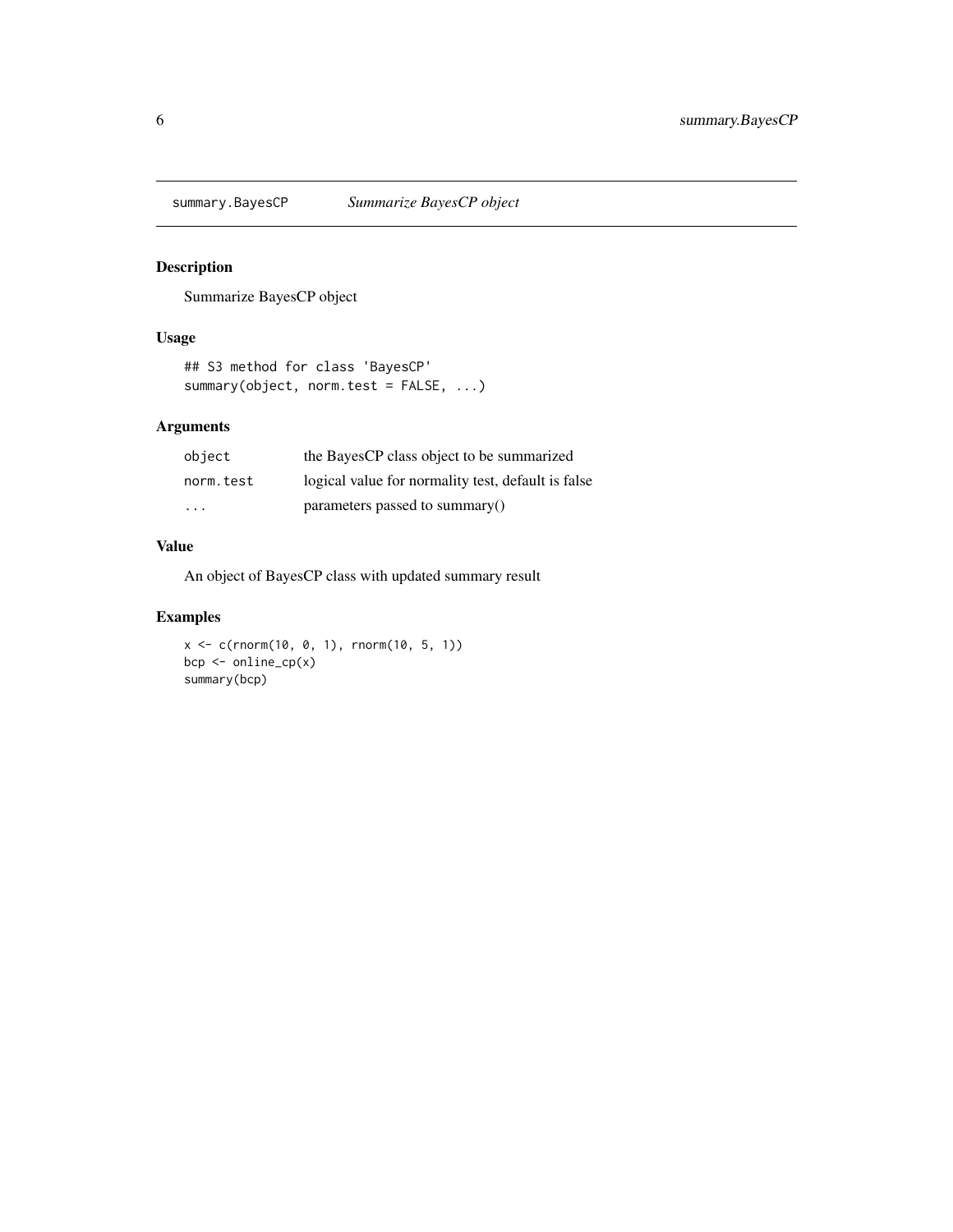## summary.BayesCP *Summarize BayesCP object*

### Description

Summarize BayesCP object

### Usage

```
## S3 method for class 'BayesCP'
summary(object, norm.test = FALSE, ...)
```

### Arguments

| | |
|---|---|
| object | the BayesCP class object to be summarized |
| norm.test | logical value for normality test, default is false |
| ... | parameters passed to summary() |

### Value

An object of BayesCP class with updated summary result

### Examples

```
x <- c(rnorm(10, 0, 1), rnorm(10, 5, 1))
bcp <- online_cp(x)
summary(bcp)
```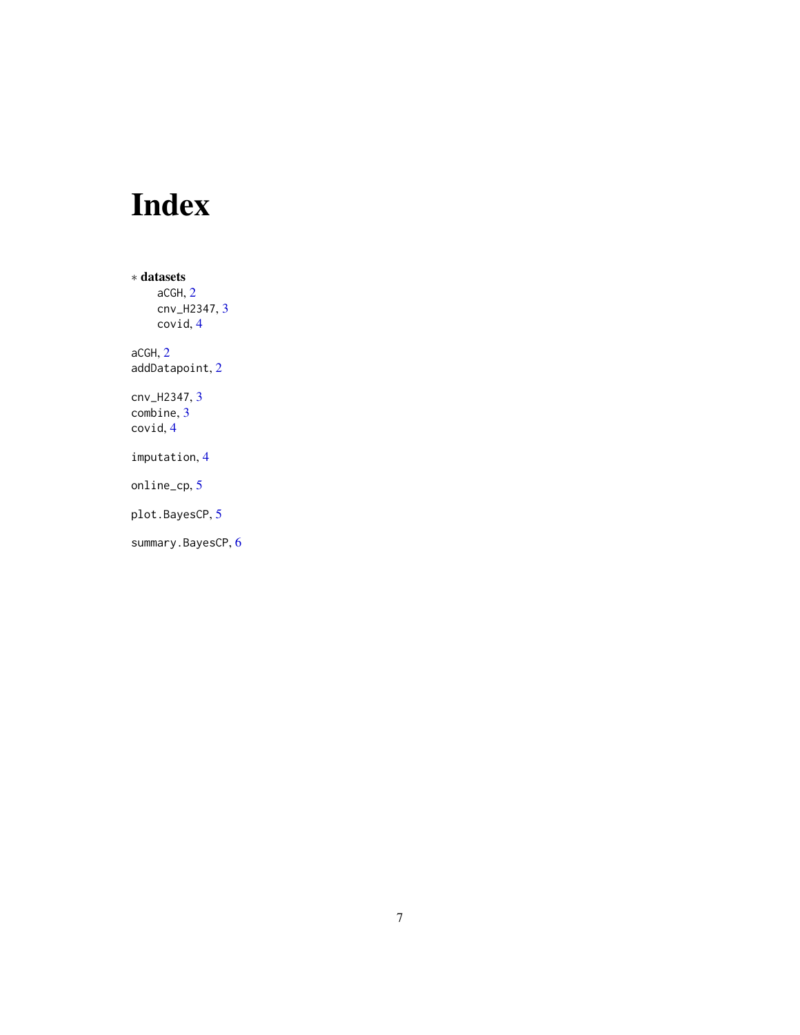# Index

∗ **datasets**
  aCGH, 2
  cnv_H2347, 3
  covid, 4

aCGH, 2
addDatapoint, 2

cnv_H2347, 3
combine, 3
covid, 4

imputation, 4

online_cp, 5

plot.BayesCP, 5

summary.BayesCP, 6